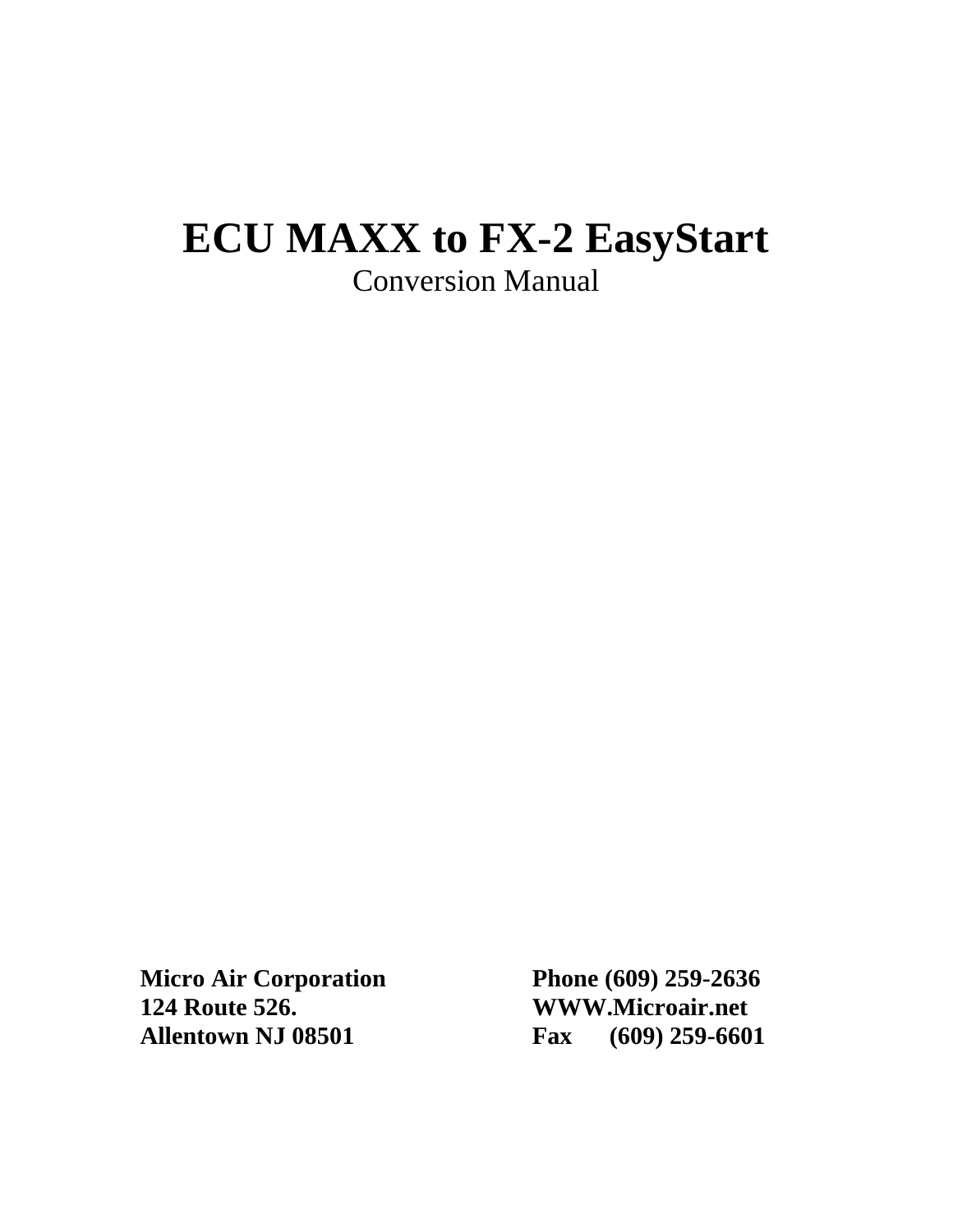# ECU MAXX to FX-2 EasyStart

Conversion Manual

**Micro Air Corporation**
**124 Route 526.**
**Allentown NJ 08501**

**Phone (609) 259-2636**
**WWW.Microair.net**
**Fax (609) 259-6601**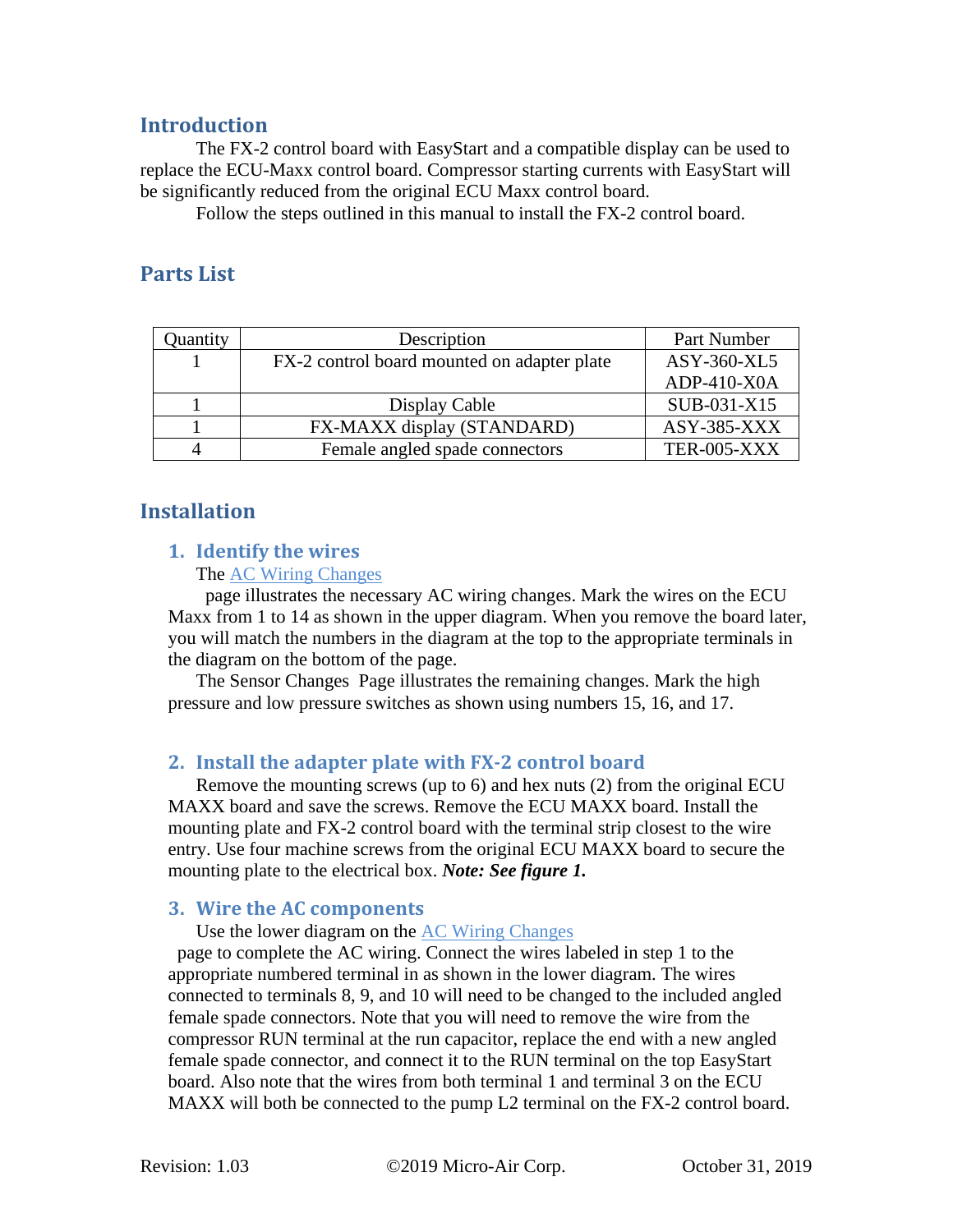## Introduction

The FX-2 control board with EasyStart and a compatible display can be used to replace the ECU-Maxx control board. Compressor starting currents with EasyStart will be significantly reduced from the original ECU Maxx control board.

Follow the steps outlined in this manual to install the FX-2 control board.

## Parts List

| Quantity | Description | Part Number |
|---|---|---|
| 1 | FX-2 control board mounted on adapter plate | ASY-360-XL5<br>ADP-410-X0A |
| 1 | Display Cable | SUB-031-X15 |
| 1 | FX-MAXX display (STANDARD) | ASY-385-XXX |
| 4 | Female angled spade connectors | TER-005-XXX |

## Installation

### 1. Identify the wires

The AC Wiring Changes page illustrates the necessary AC wiring changes. Mark the wires on the ECU Maxx from 1 to 14 as shown in the upper diagram. When you remove the board later, you will match the numbers in the diagram at the top to the appropriate terminals in the diagram on the bottom of the page.

The Sensor Changes Page illustrates the remaining changes. Mark the high pressure and low pressure switches as shown using numbers 15, 16, and 17.

### 2. Install the adapter plate with FX-2 control board

Remove the mounting screws (up to 6) and hex nuts (2) from the original ECU MAXX board and save the screws. Remove the ECU MAXX board. Install the mounting plate and FX-2 control board with the terminal strip closest to the wire entry. Use four machine screws from the original ECU MAXX board to secure the mounting plate to the electrical box. ***Note: See figure 1.***

### 3. Wire the AC components

Use the lower diagram on the AC Wiring Changes page to complete the AC wiring. Connect the wires labeled in step 1 to the appropriate numbered terminal in as shown in the lower diagram. The wires connected to terminals 8, 9, and 10 will need to be changed to the included angled female spade connectors. Note that you will need to remove the wire from the compressor RUN terminal at the run capacitor, replace the end with a new angled female spade connector, and connect it to the RUN terminal on the top EasyStart board. Also note that the wires from both terminal 1 and terminal 3 on the ECU MAXX will both be connected to the pump L2 terminal on the FX-2 control board.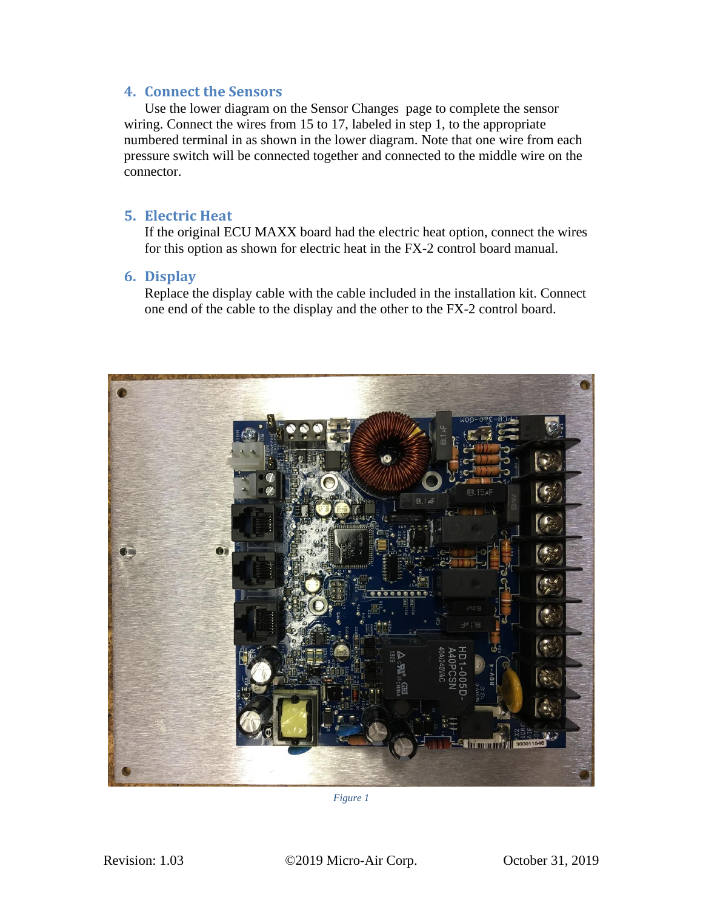## 4. Connect the Sensors

Use the lower diagram on the Sensor Changes  page to complete the sensor wiring. Connect the wires from 15 to 17, labeled in step 1, to the appropriate numbered terminal in as shown in the lower diagram. Note that one wire from each pressure switch will be connected together and connected to the middle wire on the connector.

## 5. Electric Heat

If the original ECU MAXX board had the electric heat option, connect the wires for this option as shown for electric heat in the FX-2 control board manual.

## 6. Display

Replace the display cable with the cable included in the installation kit. Connect one end of the cable to the display and the other to the FX-2 control board.

*Figure 1*

Revision: 1.03 ©2019 Micro-Air Corp. October 31, 2019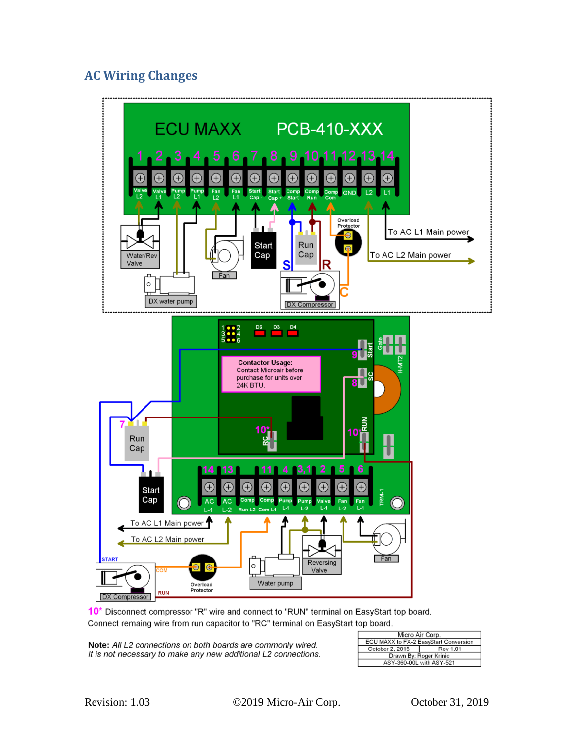## AC Wiring Changes

**10*** Disconnect compressor "R" wire and connect to "RUN" terminal on EasyStart top board. Connect remaing wire from run capacitor to "RC" terminal on EasyStart top board.

**Note:** *All L2 connections on both boards are commonly wired. It is not necessary to make any new additional L2 connections.*

| Micro Air Corp. | |
|---|---|
| ECU MAXX to FX-2 EasyStart Conversion | |
| October 2, 2015 | Rev 1.01 |
| Drawn By: Roger Krinic | |
| ASY-360-00L with ASY-521 | |

Revision: 1.03 ©2019 Micro-Air Corp. October 31, 2019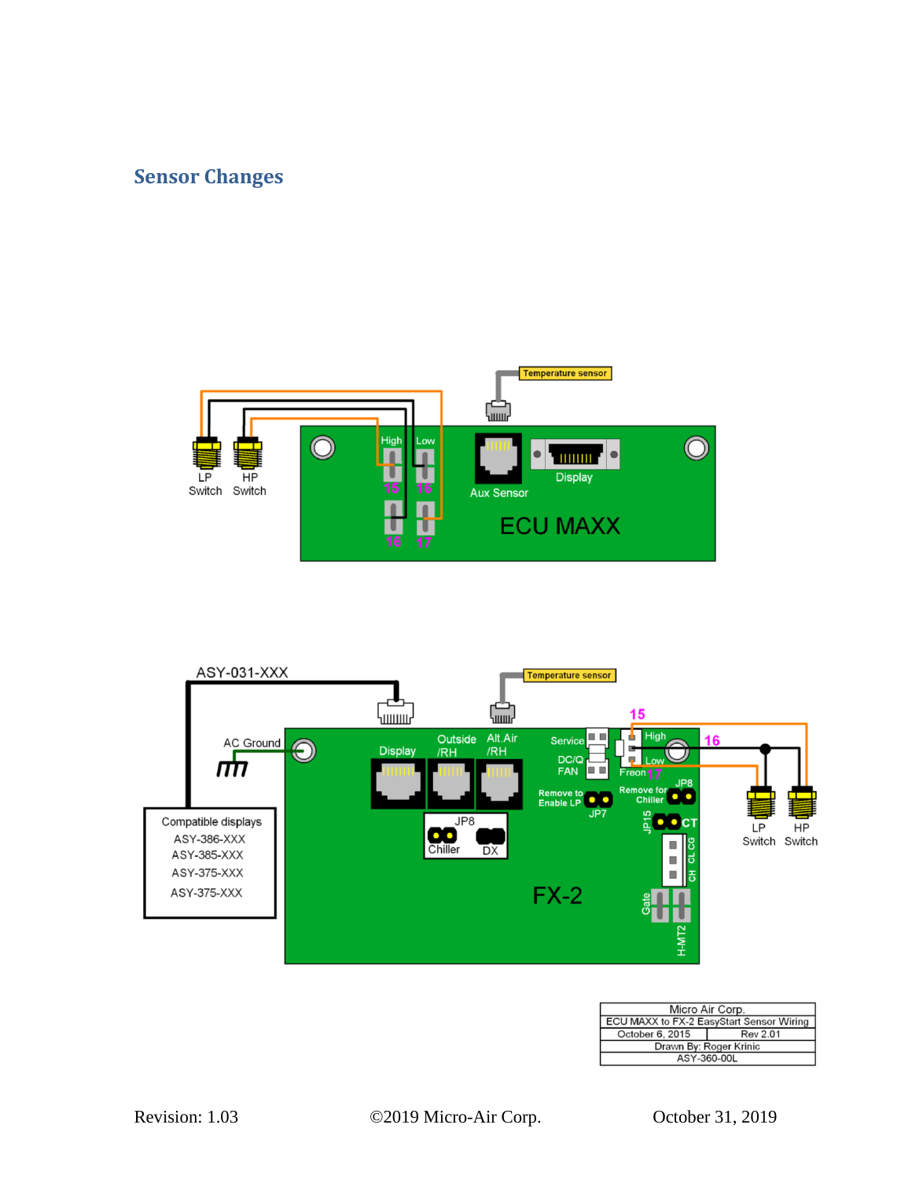## Sensor Changes

| Micro Air Corp. | |
|---|---|
| ECU MAXX to FX-2 EasyStart Sensor Wiring | |
| October 6, 2015 | Rev 2.01 |
| Drawn By: Roger Krinic | |
| ASY-360-00L | |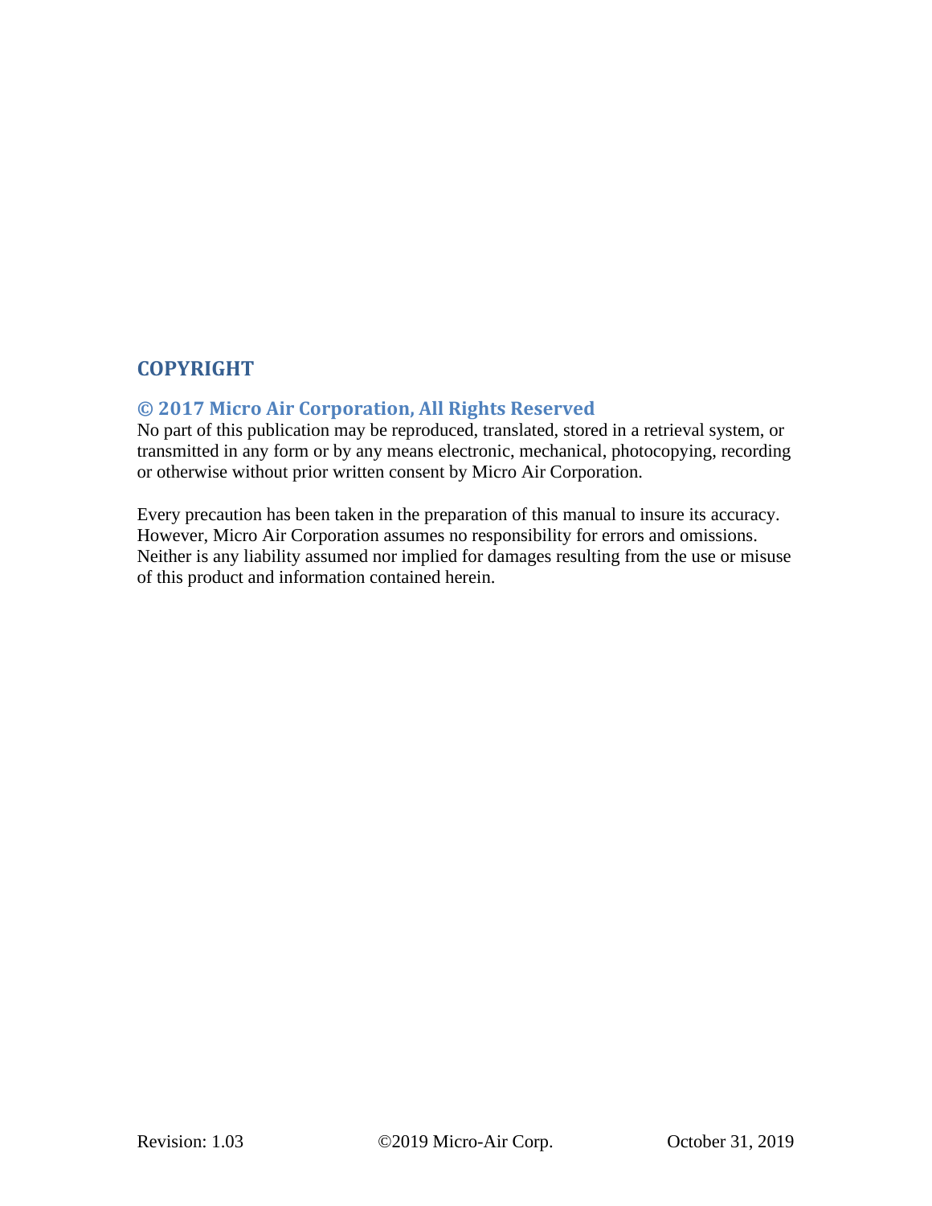## COPYRIGHT

### © 2017 Micro Air Corporation, All Rights Reserved

No part of this publication may be reproduced, translated, stored in a retrieval system, or transmitted in any form or by any means electronic, mechanical, photocopying, recording or otherwise without prior written consent by Micro Air Corporation.

Every precaution has been taken in the preparation of this manual to insure its accuracy. However, Micro Air Corporation assumes no responsibility for errors and omissions. Neither is any liability assumed nor implied for damages resulting from the use or misuse of this product and information contained herein.